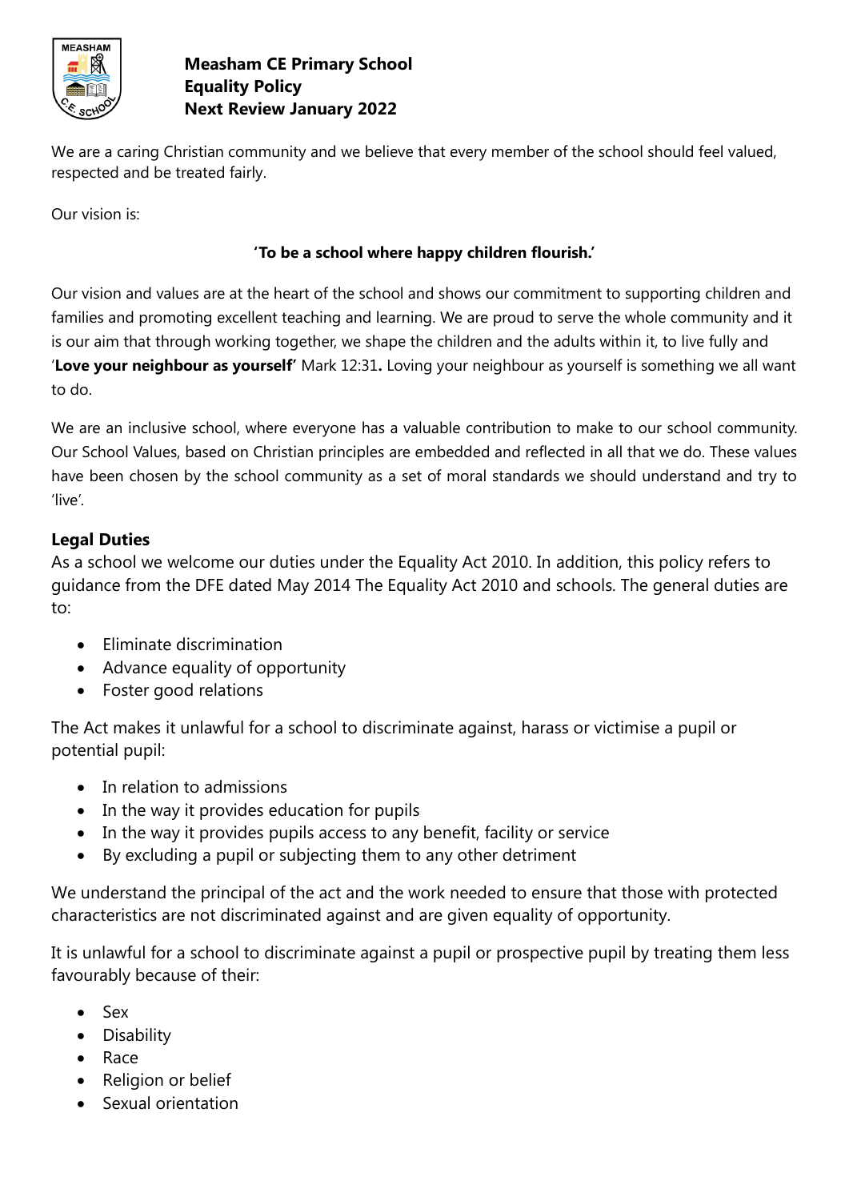# Measham CE Primary School
## Equality Policy
## Next Review January 2022

We are a caring Christian community and we believe that every member of the school should feel valued, respected and be treated fairly.

Our vision is:

**'To be a school where happy children flourish.'**

Our vision and values are at the heart of the school and shows our commitment to supporting children and families and promoting excellent teaching and learning. We are proud to serve the whole community and it is our aim that through working together, we shape the children and the adults within it, to live fully and '**Love your neighbour as yourself'** Mark 12:31**.** Loving your neighbour as yourself is something we all want to do.

We are an inclusive school, where everyone has a valuable contribution to make to our school community. Our School Values, based on Christian principles are embedded and reflected in all that we do. These values have been chosen by the school community as a set of moral standards we should understand and try to 'live'.

### Legal Duties

As a school we welcome our duties under the Equality Act 2010. In addition, this policy refers to guidance from the DFE dated May 2014 The Equality Act 2010 and schools. The general duties are to:

- Eliminate discrimination
- Advance equality of opportunity
- Foster good relations

The Act makes it unlawful for a school to discriminate against, harass or victimise a pupil or potential pupil:

- In relation to admissions
- In the way it provides education for pupils
- In the way it provides pupils access to any benefit, facility or service
- By excluding a pupil or subjecting them to any other detriment

We understand the principal of the act and the work needed to ensure that those with protected characteristics are not discriminated against and are given equality of opportunity.

It is unlawful for a school to discriminate against a pupil or prospective pupil by treating them less favourably because of their:

- Sex
- Disability
- Race
- Religion or belief
- Sexual orientation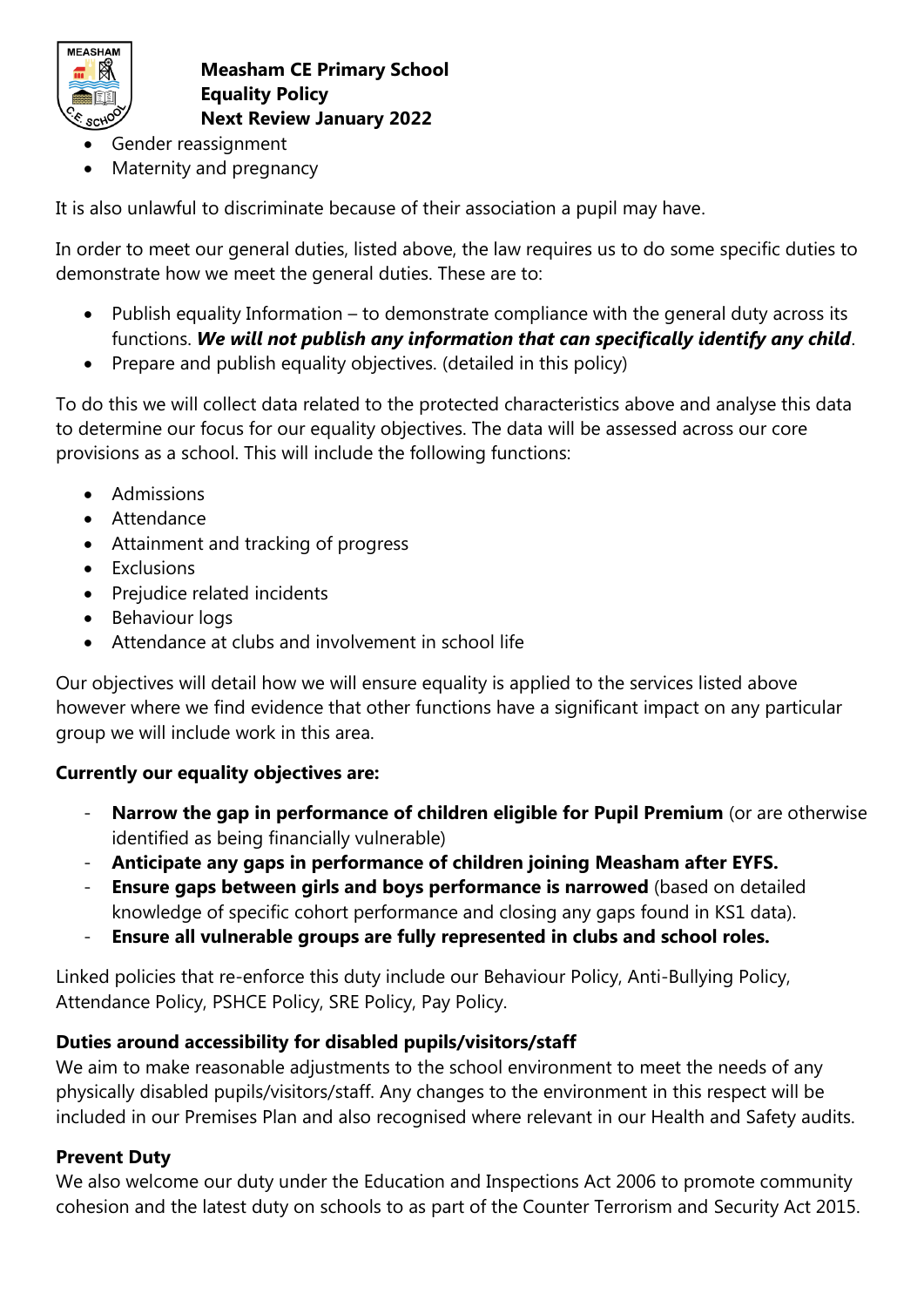- Gender reassignment
- Maternity and pregnancy

It is also unlawful to discriminate because of their association a pupil may have.

In order to meet our general duties, listed above, the law requires us to do some specific duties to demonstrate how we meet the general duties. These are to:

- Publish equality Information – to demonstrate compliance with the general duty across its functions. ***We will not publish any information that can specifically identify any child***.
- Prepare and publish equality objectives. (detailed in this policy)

To do this we will collect data related to the protected characteristics above and analyse this data to determine our focus for our equality objectives. The data will be assessed across our core provisions as a school. This will include the following functions:

- Admissions
- Attendance
- Attainment and tracking of progress
- Exclusions
- Prejudice related incidents
- Behaviour logs
- Attendance at clubs and involvement in school life

Our objectives will detail how we will ensure equality is applied to the services listed above however where we find evidence that other functions have a significant impact on any particular group we will include work in this area.

**Currently our equality objectives are:**

- **Narrow the gap in performance of children eligible for Pupil Premium** (or are otherwise identified as being financially vulnerable)
- **Anticipate any gaps in performance of children joining Measham after EYFS.**
- **Ensure gaps between girls and boys performance is narrowed** (based on detailed knowledge of specific cohort performance and closing any gaps found in KS1 data).
- **Ensure all vulnerable groups are fully represented in clubs and school roles.**

Linked policies that re-enforce this duty include our Behaviour Policy, Anti-Bullying Policy, Attendance Policy, PSHCE Policy, SRE Policy, Pay Policy.

### Duties around accessibility for disabled pupils/visitors/staff

We aim to make reasonable adjustments to the school environment to meet the needs of any physically disabled pupils/visitors/staff. Any changes to the environment in this respect will be included in our Premises Plan and also recognised where relevant in our Health and Safety audits.

### Prevent Duty

We also welcome our duty under the Education and Inspections Act 2006 to promote community cohesion and the latest duty on schools to as part of the Counter Terrorism and Security Act 2015.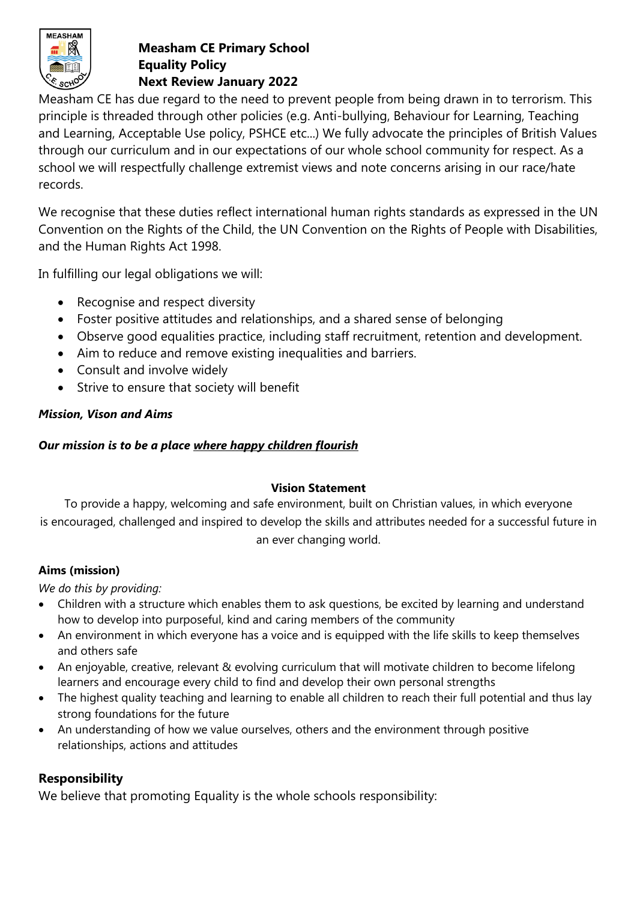**Measham CE Primary School**
**Equality Policy**
**Next Review January 2022**

Measham CE has due regard to the need to prevent people from being drawn in to terrorism. This principle is threaded through other policies (e.g. Anti-bullying, Behaviour for Learning, Teaching and Learning, Acceptable Use policy, PSHCE etc...) We fully advocate the principles of British Values through our curriculum and in our expectations of our whole school community for respect. As a school we will respectfully challenge extremist views and note concerns arising in our race/hate records.

We recognise that these duties reflect international human rights standards as expressed in the UN Convention on the Rights of the Child, the UN Convention on the Rights of People with Disabilities, and the Human Rights Act 1998.

In fulfilling our legal obligations we will:

- Recognise and respect diversity
- Foster positive attitudes and relationships, and a shared sense of belonging
- Observe good equalities practice, including staff recruitment, retention and development.
- Aim to reduce and remove existing inequalities and barriers.
- Consult and involve widely
- Strive to ensure that society will benefit

***Mission, Vison and Aims***

***Our mission is to be a place <u>where happy children flourish</u>***

**Vision Statement**

To provide a happy, welcoming and safe environment, built on Christian values, in which everyone is encouraged, challenged and inspired to develop the skills and attributes needed for a successful future in an ever changing world.

**Aims (mission)**

*We do this by providing:*

- Children with a structure which enables them to ask questions, be excited by learning and understand how to develop into purposeful, kind and caring members of the community
- An environment in which everyone has a voice and is equipped with the life skills to keep themselves and others safe
- An enjoyable, creative, relevant & evolving curriculum that will motivate children to become lifelong learners and encourage every child to find and develop their own personal strengths
- The highest quality teaching and learning to enable all children to reach their full potential and thus lay strong foundations for the future
- An understanding of how we value ourselves, others and the environment through positive relationships, actions and attitudes

## Responsibility

We believe that promoting Equality is the whole schools responsibility: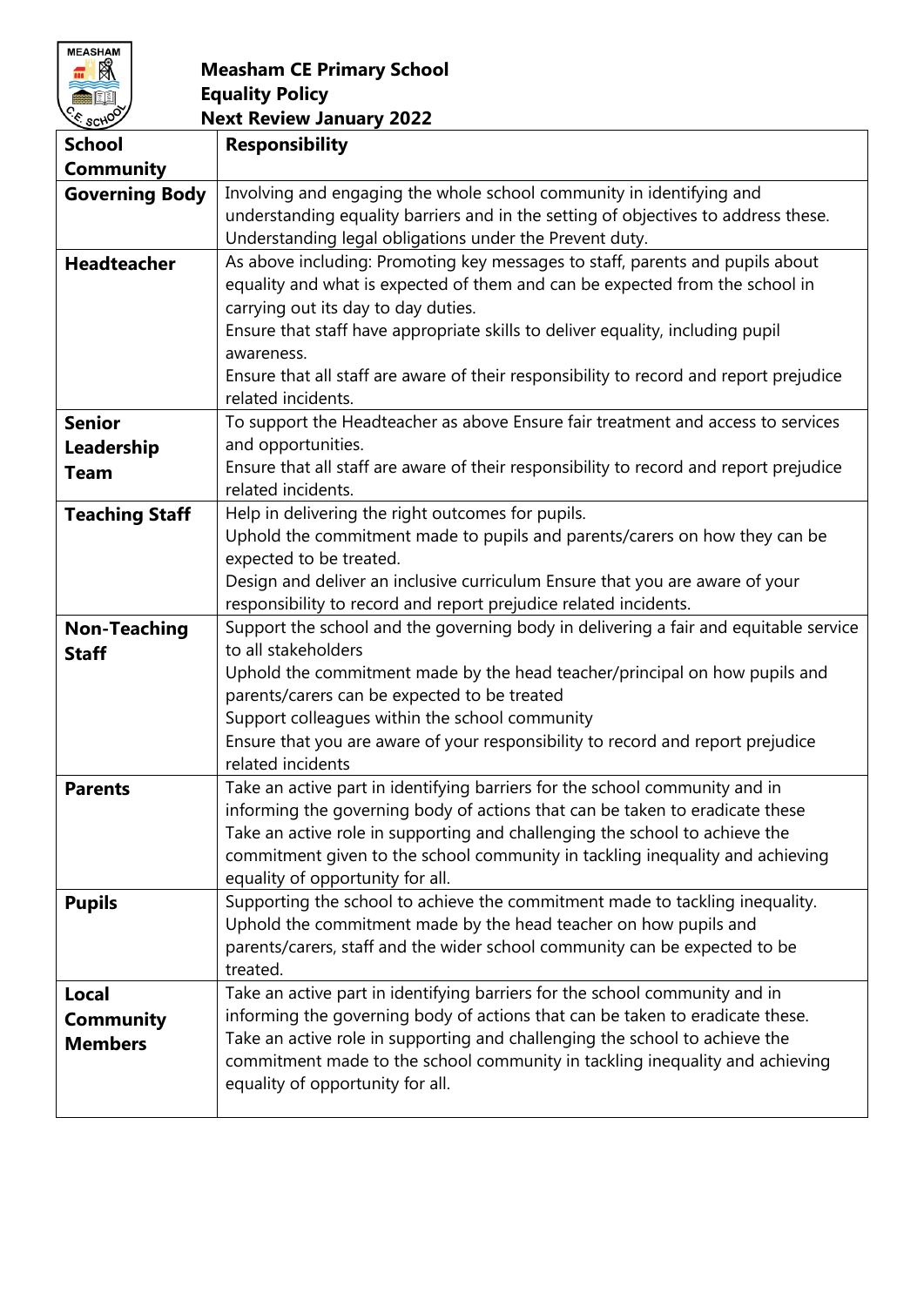**Measham CE Primary School**
**Equality Policy**
**Next Review January 2022**

| School Community | Responsibility |
|---|---|
| **Governing Body** | Involving and engaging the whole school community in identifying and understanding equality barriers and in the setting of objectives to address these.<br>Understanding legal obligations under the Prevent duty. |
| **Headteacher** | As above including: Promoting key messages to staff, parents and pupils about equality and what is expected of them and can be expected from the school in carrying out its day to day duties.<br>Ensure that staff have appropriate skills to deliver equality, including pupil awareness.<br>Ensure that all staff are aware of their responsibility to record and report prejudice related incidents. |
| **Senior Leadership Team** | To support the Headteacher as above Ensure fair treatment and access to services and opportunities.<br>Ensure that all staff are aware of their responsibility to record and report prejudice related incidents. |
| **Teaching Staff** | Help in delivering the right outcomes for pupils.<br>Uphold the commitment made to pupils and parents/carers on how they can be expected to be treated.<br>Design and deliver an inclusive curriculum Ensure that you are aware of your responsibility to record and report prejudice related incidents. |
| **Non-Teaching Staff** | Support the school and the governing body in delivering a fair and equitable service to all stakeholders<br>Uphold the commitment made by the head teacher/principal on how pupils and parents/carers can be expected to be treated<br>Support colleagues within the school community<br>Ensure that you are aware of your responsibility to record and report prejudice related incidents |
| **Parents** | Take an active part in identifying barriers for the school community and in informing the governing body of actions that can be taken to eradicate these<br>Take an active role in supporting and challenging the school to achieve the commitment given to the school community in tackling inequality and achieving equality of opportunity for all. |
| **Pupils** | Supporting the school to achieve the commitment made to tackling inequality.<br>Uphold the commitment made by the head teacher on how pupils and parents/carers, staff and the wider school community can be expected to be treated. |
| **Local Community Members** | Take an active part in identifying barriers for the school community and in informing the governing body of actions that can be taken to eradicate these.<br>Take an active role in supporting and challenging the school to achieve the commitment made to the school community in tackling inequality and achieving equality of opportunity for all. |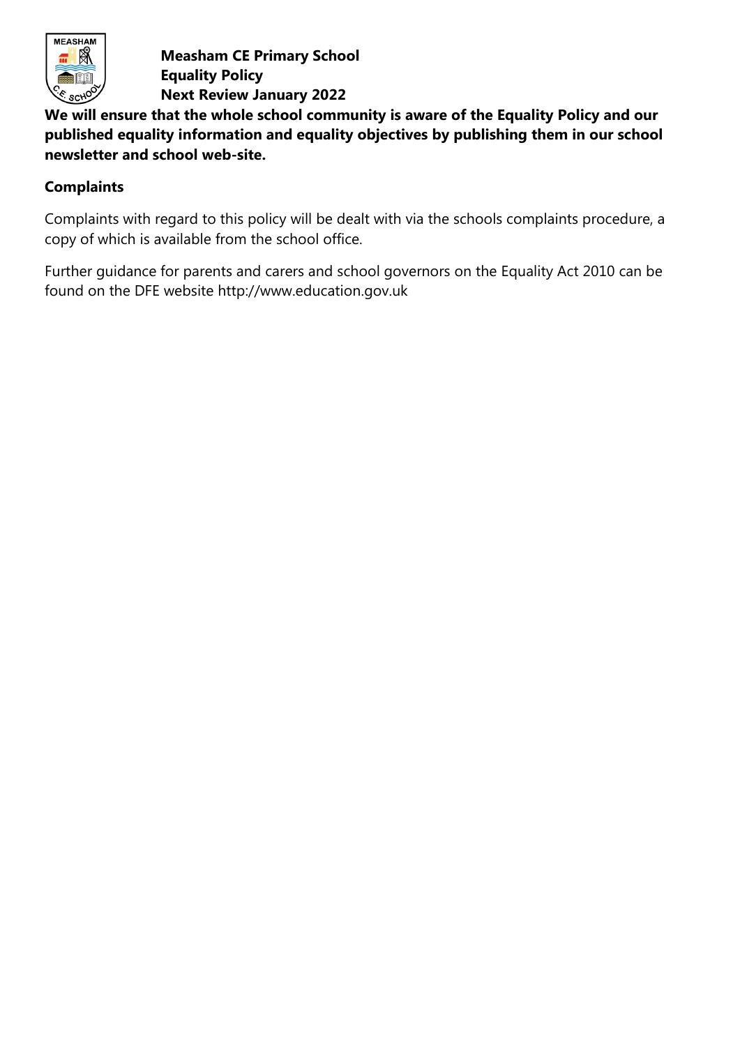**We will ensure that the whole school community is aware of the Equality Policy and our published equality information and equality objectives by publishing them in our school newsletter and school web-site.**

## Complaints

Complaints with regard to this policy will be dealt with via the schools complaints procedure, a copy of which is available from the school office.

Further guidance for parents and carers and school governors on the Equality Act 2010 can be found on the DFE website http://www.education.gov.uk